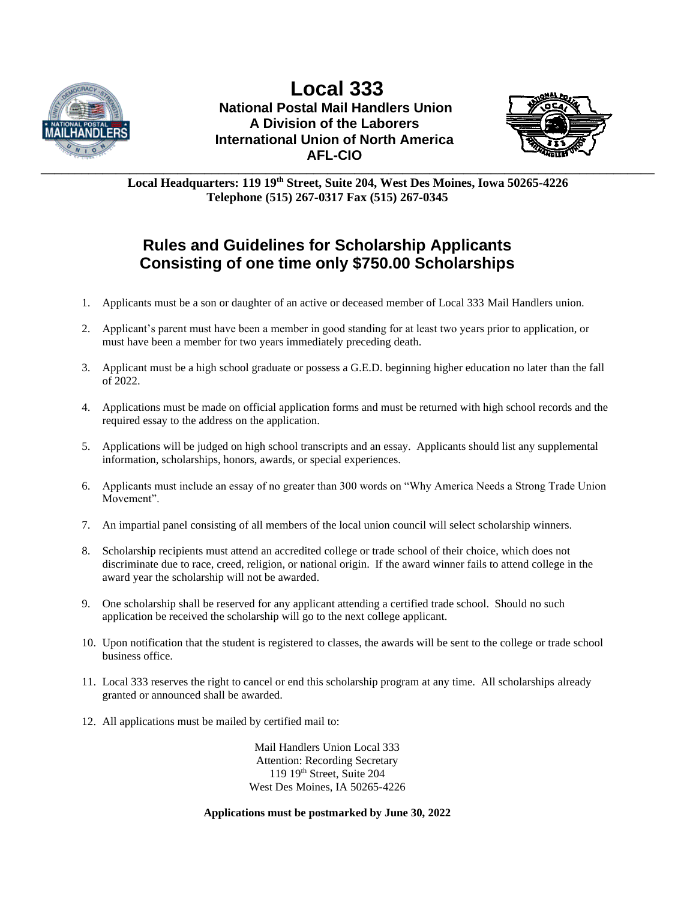# Local 333

**National Postal Mail Handlers Union**
**A Division of the Laborers**
**International Union of North America**
**AFL-CIO**

**Local Headquarters: 119 19th Street, Suite 204, West Des Moines, Iowa 50265-4226**
**Telephone (515) 267-0317 Fax (515) 267-0345**

## Rules and Guidelines for Scholarship Applicants Consisting of one time only $750.00 Scholarships

1. Applicants must be a son or daughter of an active or deceased member of Local 333 Mail Handlers union.
2. Applicant's parent must have been a member in good standing for at least two years prior to application, or must have been a member for two years immediately preceding death.
3. Applicant must be a high school graduate or possess a G.E.D. beginning higher education no later than the fall of 2022.
4. Applications must be made on official application forms and must be returned with high school records and the required essay to the address on the application.
5. Applications will be judged on high school transcripts and an essay. Applicants should list any supplemental information, scholarships, honors, awards, or special experiences.
6. Applicants must include an essay of no greater than 300 words on "Why America Needs a Strong Trade Union Movement".
7. An impartial panel consisting of all members of the local union council will select scholarship winners.
8. Scholarship recipients must attend an accredited college or trade school of their choice, which does not discriminate due to race, creed, religion, or national origin. If the award winner fails to attend college in the award year the scholarship will not be awarded.
9. One scholarship shall be reserved for any applicant attending a certified trade school. Should no such application be received the scholarship will go to the next college applicant.
10. Upon notification that the student is registered to classes, the awards will be sent to the college or trade school business office.
11. Local 333 reserves the right to cancel or end this scholarship program at any time. All scholarships already granted or announced shall be awarded.
12. All applications must be mailed by certified mail to:

Mail Handlers Union Local 333
Attention: Recording Secretary
119 19th Street, Suite 204
West Des Moines, IA 50265-4226

**Applications must be postmarked by June 30, 2022**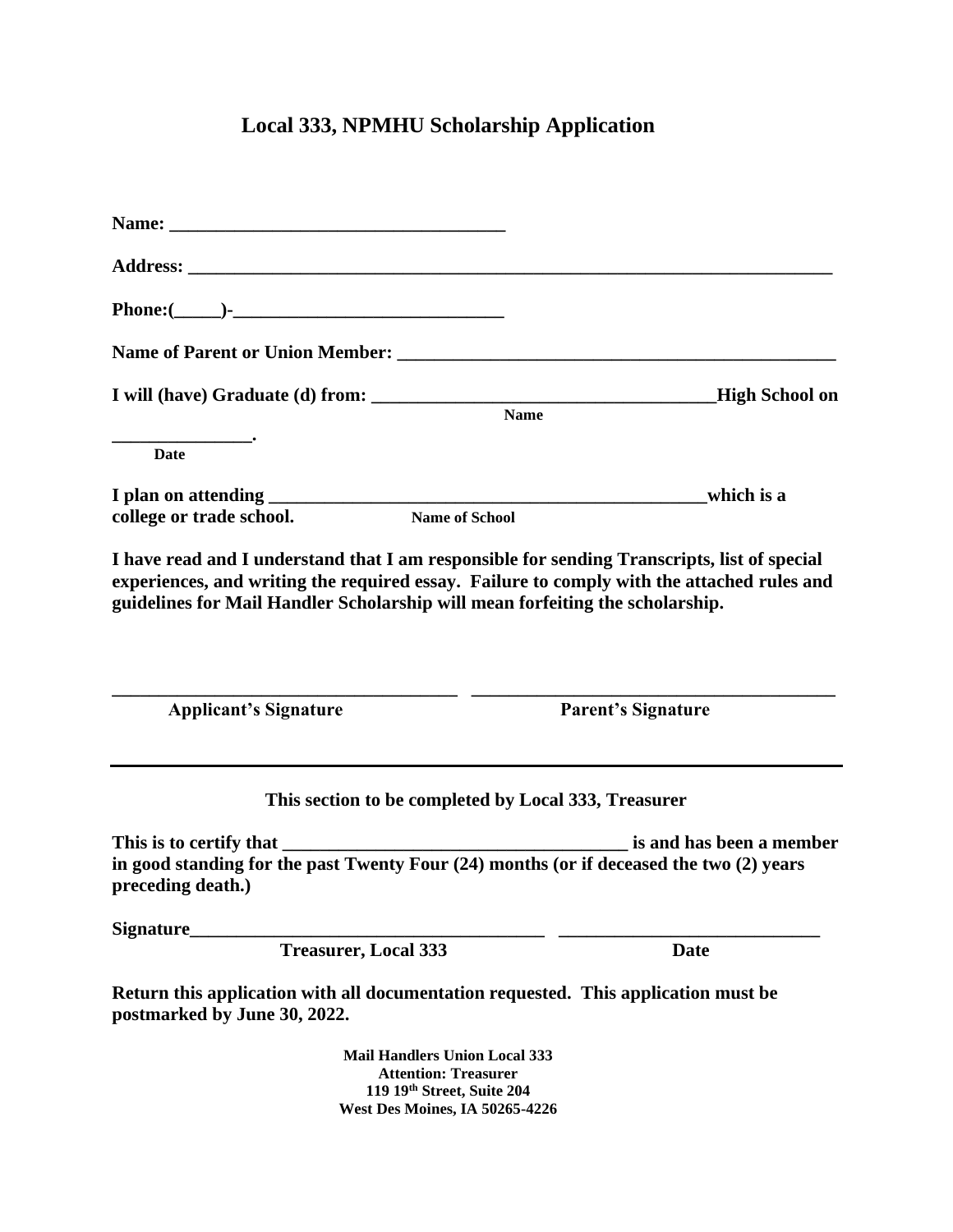# Local 333, NPMHU Scholarship Application

**Name: ___________________________________**

**Address: ______________________________________________________________________**

**Phone:(_____)-_____________________________**

**Name of Parent or Union Member: _______________________________________________**

**I will (have) Graduate (d) from: _____________________________________High School on**
**Name**

**_______________.**
**Date**

**I plan on attending ________________________________________________which is a college or trade school.** **Name of School**

**I have read and I understand that I am responsible for sending Transcripts, list of special experiences, and writing the required essay. Failure to comply with the attached rules and guidelines for Mail Handler Scholarship will mean forfeiting the scholarship.**

**_____________________________________ _____________________________________**
**Applicant's Signature** **Parent's Signature**

---

**This section to be completed by Local 333, Treasurer**

**This is to certify that _____________________________________ is and has been a member in good standing for the past Twenty Four (24) months (or if deceased the two (2) years preceding death.)**

**Signature______________________________________ ____________________________**
**Treasurer, Local 333** **Date**

**Return this application with all documentation requested. This application must be postmarked by June 30, 2022.**

**Mail Handlers Union Local 333**
**Attention: Treasurer**
**119 19th Street, Suite 204**
**West Des Moines, IA 50265-4226**